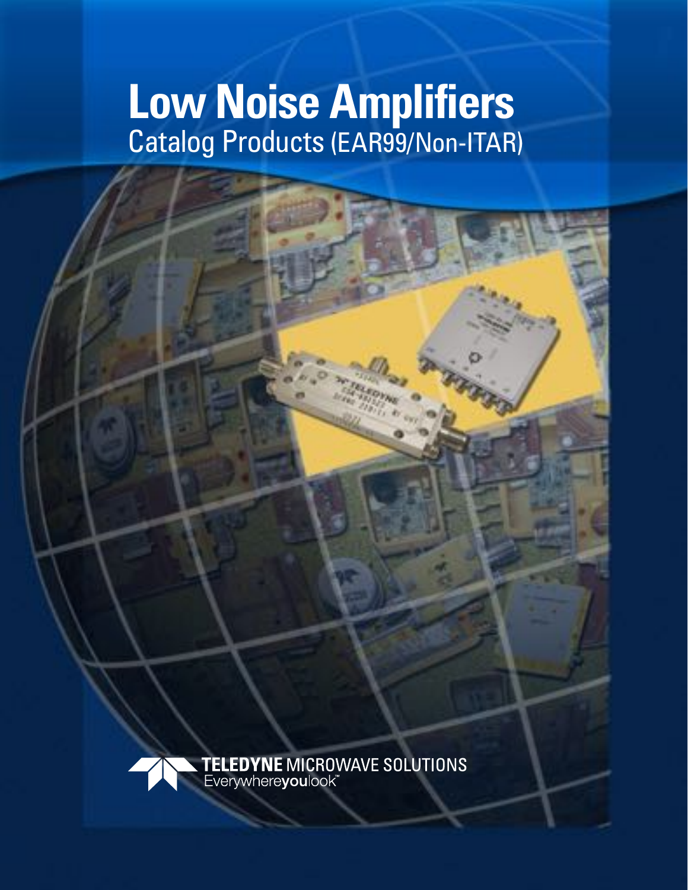# Low Noise Amplifiers

## Catalog Products (EAR99/Non-ITAR)

**TELEDYNE** MICROWAVE SOLUTIONS
Everywhere**you**look™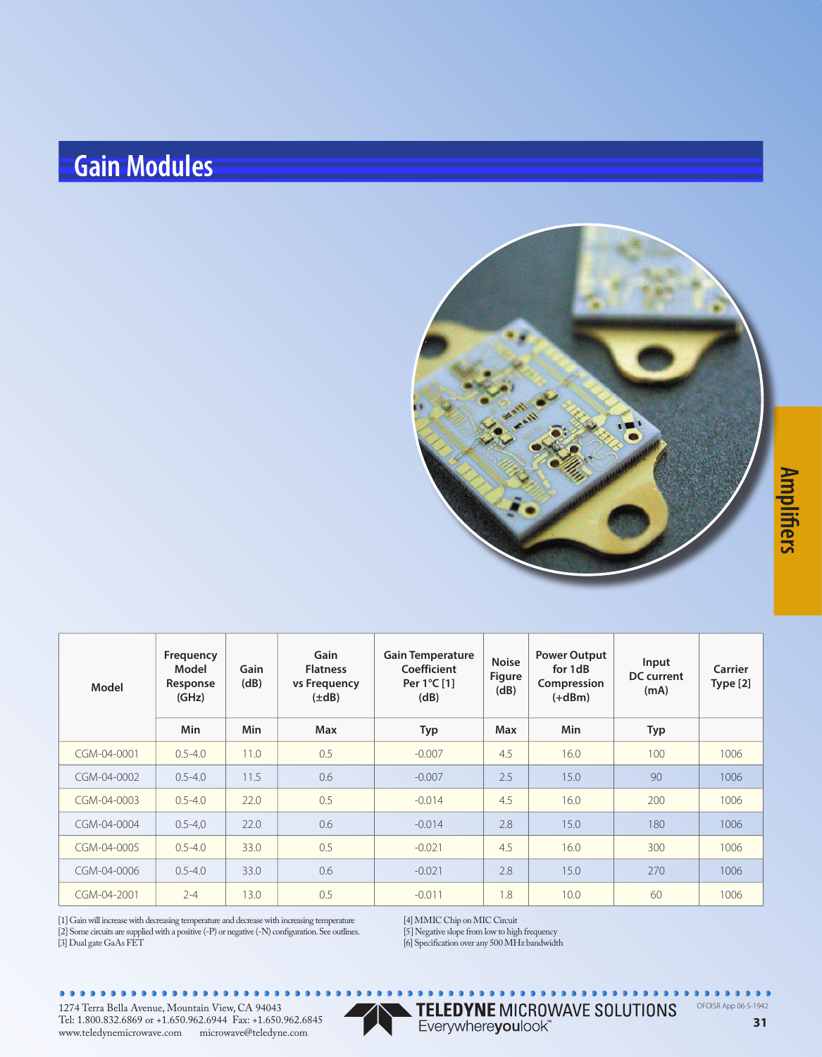# Gain Modules

| Model | Frequency Model Response (GHz) | Gain (dB) | Gain Flatness vs Frequency (±dB) | Gain Temperature Coefficient Per 1°C [1] (dB) | Noise Figure (dB) | Power Output for 1dB Compression (+dBm) | Input DC current (mA) | Carrier Type [2] |
|---|---|---|---|---|---|---|---|---|
| | Min | Min | Max | Typ | Max | Min | Typ | |
| CGM-04-0001 | 0.5-4.0 | 11.0 | 0.5 | -0.007 | 4.5 | 16.0 | 100 | 1006 |
| CGM-04-0002 | 0.5-4.0 | 11.5 | 0.6 | -0.007 | 2.5 | 15.0 | 90 | 1006 |
| CGM-04-0003 | 0.5-4.0 | 22.0 | 0.5 | -0.014 | 4.5 | 16.0 | 200 | 1006 |
| CGM-04-0004 | 0.5-4,0 | 22.0 | 0.6 | -0.014 | 2.8 | 15.0 | 180 | 1006 |
| CGM-04-0005 | 0.5-4.0 | 33.0 | 0.5 | -0.021 | 4.5 | 16.0 | 300 | 1006 |
| CGM-04-0006 | 0.5-4.0 | 33.0 | 0.6 | -0.021 | 2.8 | 15.0 | 270 | 1006 |
| CGM-04-2001 | 2-4 | 13.0 | 0.5 | -0.011 | 1.8 | 10.0 | 60 | 1006 |

[1] Gain will increase with decreasing temperature and decrease with increasing temperature
[2] Some circuits are supplied with a positive (-P) or negative (-N) configuration. See outlines.
[3] Dual gate GaAs FET
[4] MMIC Chip on MIC Circuit
[5] Negative slope from low to high frequency
[6] Specification over any 500 MHz bandwidth

1274 Terra Bella Avenue, Mountain View, CA 94043
Tel: 1.800.832.6869 or +1.650.962.6944 Fax: +1.650.962.6845
www.teledynemicrowave.com microwave@teledyne.com

TELEDYNE MICROWAVE SOLUTIONS
Everywhereyoulook™

OFOISR App 06-S-1942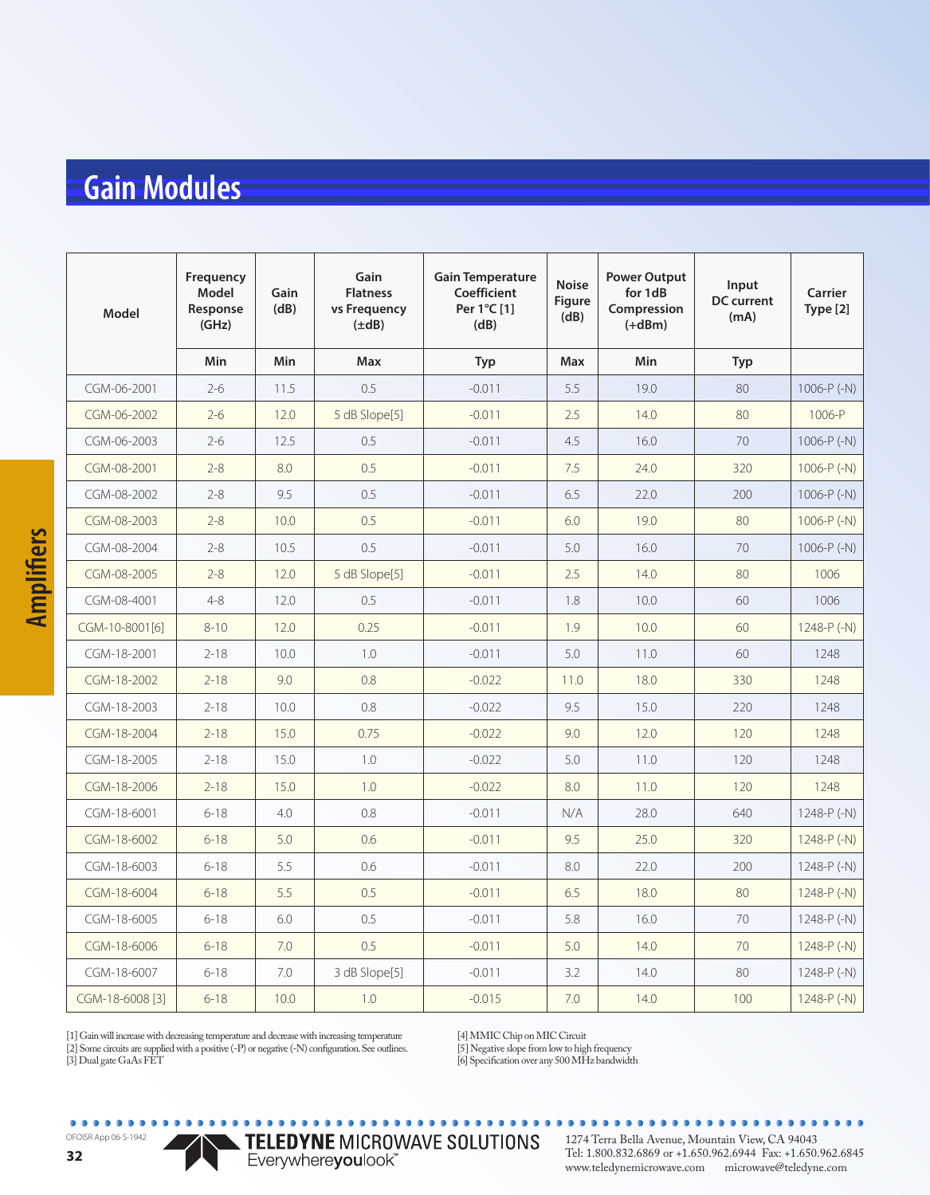# Gain Modules

| Model | Frequency Model Response (GHz) | Gain (dB) | Gain Flatness vs Frequency (±dB) | Gain Temperature Coefficient Per 1°C [1] (dB) | Noise Figure (dB) | Power Output for 1dB Compression (+dBm) | Input DC current (mA) | Carrier Type [2] |
|---|---|---|---|---|---|---|---|---|
| | Min | Min | Max | Typ | Max | Min | Typ | |
| CGM-06-2001 | 2-6 | 11.5 | 0.5 | -0.011 | 5.5 | 19.0 | 80 | 1006-P (-N) |
| CGM-06-2002 | 2-6 | 12.0 | 5 dB Slope[5] | -0.011 | 2.5 | 14.0 | 80 | 1006-P |
| CGM-06-2003 | 2-6 | 12.5 | 0.5 | -0.011 | 4.5 | 16.0 | 70 | 1006-P (-N) |
| CGM-08-2001 | 2-8 | 8.0 | 0.5 | -0.011 | 7.5 | 24.0 | 320 | 1006-P (-N) |
| CGM-08-2002 | 2-8 | 9.5 | 0.5 | -0.011 | 6.5 | 22.0 | 200 | 1006-P (-N) |
| CGM-08-2003 | 2-8 | 10.0 | 0.5 | -0.011 | 6.0 | 19.0 | 80 | 1006-P (-N) |
| CGM-08-2004 | 2-8 | 10.5 | 0.5 | -0.011 | 5.0 | 16.0 | 70 | 1006-P (-N) |
| CGM-08-2005 | 2-8 | 12.0 | 5 dB Slope[5] | -0.011 | 2.5 | 14.0 | 80 | 1006 |
| CGM-08-4001 | 4-8 | 12.0 | 0.5 | -0.011 | 1.8 | 10.0 | 60 | 1006 |
| CGM-10-8001[6] | 8-10 | 12.0 | 0.25 | -0.011 | 1.9 | 10.0 | 60 | 1248-P (-N) |
| CGM-18-2001 | 2-18 | 10.0 | 1.0 | -0.011 | 5.0 | 11.0 | 60 | 1248 |
| CGM-18-2002 | 2-18 | 9.0 | 0.8 | -0.022 | 11.0 | 18.0 | 330 | 1248 |
| CGM-18-2003 | 2-18 | 10.0 | 0.8 | -0.022 | 9.5 | 15.0 | 220 | 1248 |
| CGM-18-2004 | 2-18 | 15.0 | 0.75 | -0.022 | 9.0 | 12.0 | 120 | 1248 |
| CGM-18-2005 | 2-18 | 15.0 | 1.0 | -0.022 | 5.0 | 11.0 | 120 | 1248 |
| CGM-18-2006 | 2-18 | 15.0 | 1.0 | -0.022 | 8.0 | 11.0 | 120 | 1248 |
| CGM-18-6001 | 6-18 | 4.0 | 0.8 | -0.011 | N/A | 28.0 | 640 | 1248-P (-N) |
| CGM-18-6002 | 6-18 | 5.0 | 0.6 | -0.011 | 9.5 | 25.0 | 320 | 1248-P (-N) |
| CGM-18-6003 | 6-18 | 5.5 | 0.6 | -0.011 | 8.0 | 22.0 | 200 | 1248-P (-N) |
| CGM-18-6004 | 6-18 | 5.5 | 0.5 | -0.011 | 6.5 | 18.0 | 80 | 1248-P (-N) |
| CGM-18-6005 | 6-18 | 6.0 | 0.5 | -0.011 | 5.8 | 16.0 | 70 | 1248-P (-N) |
| CGM-18-6006 | 6-18 | 7.0 | 0.5 | -0.011 | 5.0 | 14.0 | 70 | 1248-P (-N) |
| CGM-18-6007 | 6-18 | 7.0 | 3 dB Slope[5] | -0.011 | 3.2 | 14.0 | 80 | 1248-P (-N) |
| CGM-18-6008 [3] | 6-18 | 10.0 | 1.0 | -0.015 | 7.0 | 14.0 | 100 | 1248-P (-N) |

[1] Gain will increase with decreasing temperature and decrease with increasing temperature
[2] Some circuits are supplied with a positive (-P) or negative (-N) configuration. See outlines.
[3] Dual gate GaAs FET
[4] MMIC Chip on MIC Circuit
[5] Negative slope from low to high frequency
[6] Specification over any 500 MHz bandwidth

OFOISR App 06-S-1942

TELEDYNE MICROWAVE SOLUTIONS Everywhereyoulook™

1274 Terra Bella Avenue, Mountain View, CA 94043
Tel: 1.800.832.6869 or +1.650.962.6944 Fax: +1.650.962.6845
www.teledynemicrowave.com microwave@teledyne.com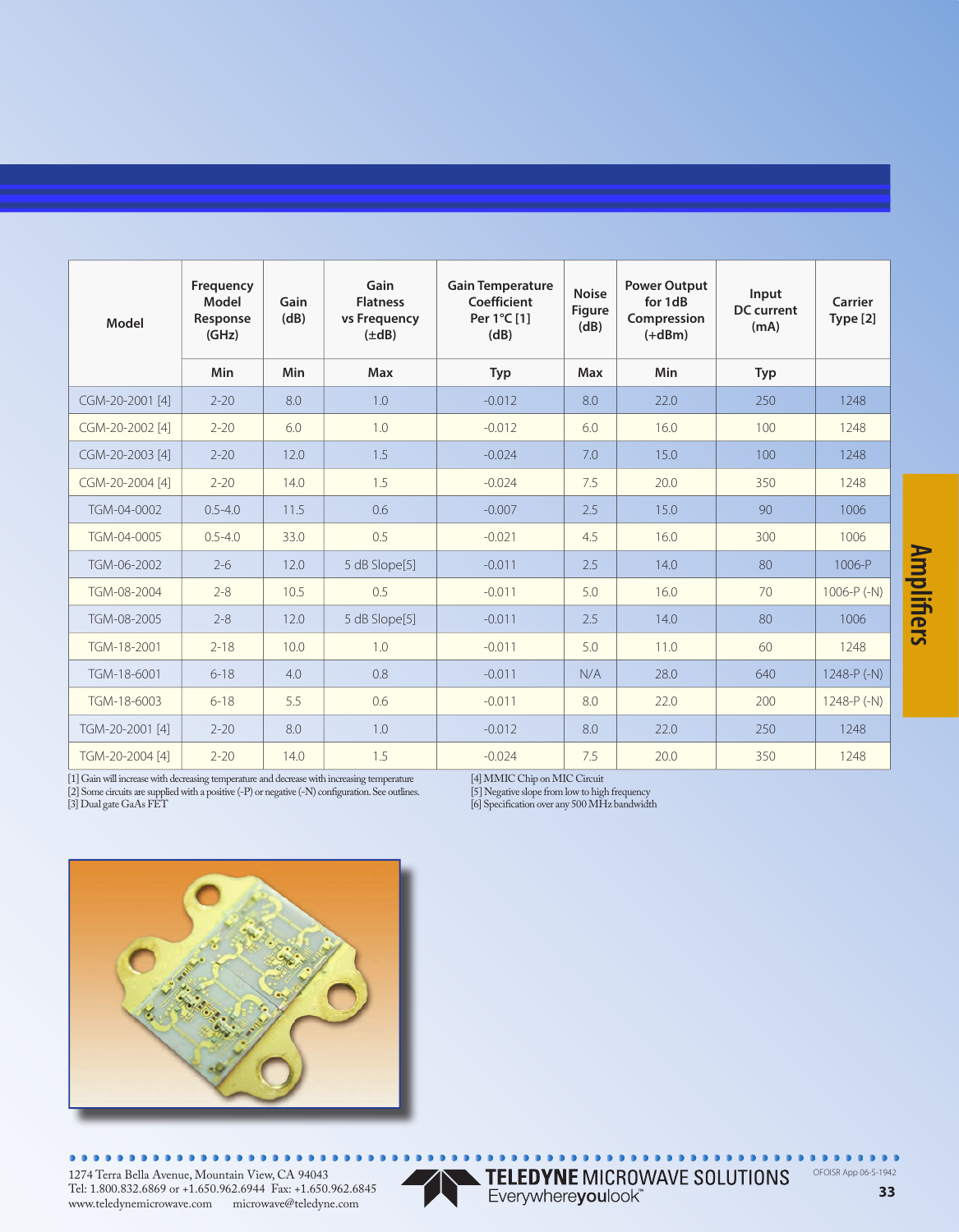| Model | Frequency Model Response (GHz) | Gain (dB) | Gain Flatness vs Frequency (±dB) | Gain Temperature Coefficient Per 1°C [1] (dB) | Noise Figure (dB) | Power Output for 1dB Compression (+dBm) | Input DC current (mA) | Carrier Type [2] |
|---|---|---|---|---|---|---|---|---|
| | Min | Min | Max | Typ | Max | Min | Typ | |
| CGM-20-2001 [4] | 2-20 | 8.0 | 1.0 | -0.012 | 8.0 | 22.0 | 250 | 1248 |
| CGM-20-2002 [4] | 2-20 | 6.0 | 1.0 | -0.012 | 6.0 | 16.0 | 100 | 1248 |
| CGM-20-2003 [4] | 2-20 | 12.0 | 1.5 | -0.024 | 7.0 | 15.0 | 100 | 1248 |
| CGM-20-2004 [4] | 2-20 | 14.0 | 1.5 | -0.024 | 7.5 | 20.0 | 350 | 1248 |
| TGM-04-0002 | 0.5-4.0 | 11.5 | 0.6 | -0.007 | 2.5 | 15.0 | 90 | 1006 |
| TGM-04-0005 | 0.5-4.0 | 33.0 | 0.5 | -0.021 | 4.5 | 16.0 | 300 | 1006 |
| TGM-06-2002 | 2-6 | 12.0 | 5 dB Slope[5] | -0.011 | 2.5 | 14.0 | 80 | 1006-P |
| TGM-08-2004 | 2-8 | 10.5 | 0.5 | -0.011 | 5.0 | 16.0 | 70 | 1006-P (-N) |
| TGM-08-2005 | 2-8 | 12.0 | 5 dB Slope[5] | -0.011 | 2.5 | 14.0 | 80 | 1006 |
| TGM-18-2001 | 2-18 | 10.0 | 1.0 | -0.011 | 5.0 | 11.0 | 60 | 1248 |
| TGM-18-6001 | 6-18 | 4.0 | 0.8 | -0.011 | N/A | 28.0 | 640 | 1248-P (-N) |
| TGM-18-6003 | 6-18 | 5.5 | 0.6 | -0.011 | 8.0 | 22.0 | 200 | 1248-P (-N) |
| TGM-20-2001 [4] | 2-20 | 8.0 | 1.0 | -0.012 | 8.0 | 22.0 | 250 | 1248 |
| TGM-20-2004 [4] | 2-20 | 14.0 | 1.5 | -0.024 | 7.5 | 20.0 | 350 | 1248 |

[1] Gain will increase with decreasing temperature and decrease with increasing temperature
[2] Some circuits are supplied with a positive (-P) or negative (-N) configuration. See outlines.
[3] Dual gate GaAs FET
[4] MMIC Chip on MIC Circuit
[5] Negative slope from low to high frequency
[6] Specification over any 500 MHz bandwidth

1274 Terra Bella Avenue, Mountain View, CA 94043
Tel: 1.800.832.6869 or +1.650.962.6944 Fax: +1.650.962.6845
www.teledynemicrowave.com microwave@teledyne.com

TELEDYNE MICROWAVE SOLUTIONS
Everywhereyoulook™

OFOISR App 06-S-1942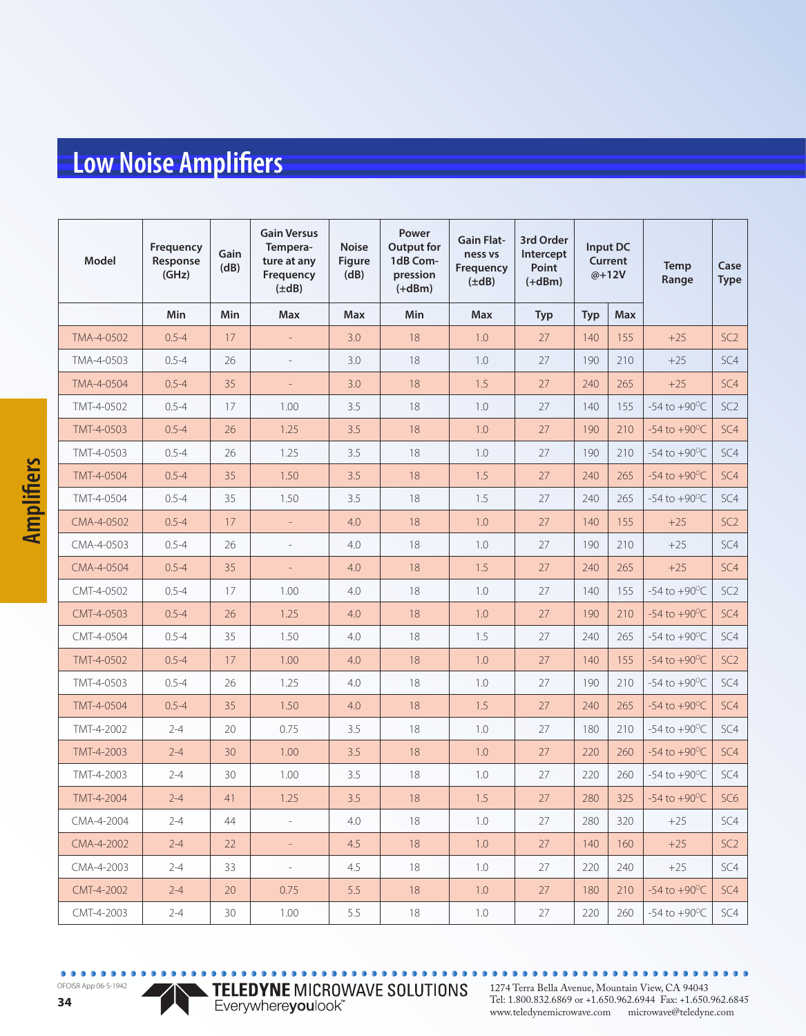# Low Noise Amplifiers

| Model | Frequency Response (GHz) | Gain (dB) | Gain Versus Temperature at any Frequency (±dB) | Noise Figure (dB) | Power Output for 1dB Compression (+dBm) | Gain Flatness vs Frequency (±dB) | 3rd Order Intercept Point (+dBm) | Input DC Current @+12V | | Temp Range | Case Type |
|---|---|---|---|---|---|---|---|---|---|---|---|
| | Min | Min | Max | Max | Min | Max | Typ | Typ | Max | | |
| TMA-4-0502 | 0.5-4 | 17 | - | 3.0 | 18 | 1.0 | 27 | 140 | 155 | +25 | SC2 |
| TMA-4-0503 | 0.5-4 | 26 | - | 3.0 | 18 | 1.0 | 27 | 190 | 210 | +25 | SC4 |
| TMA-4-0504 | 0.5-4 | 35 | - | 3.0 | 18 | 1.5 | 27 | 240 | 265 | +25 | SC4 |
| TMT-4-0502 | 0.5-4 | 17 | 1.00 | 3.5 | 18 | 1.0 | 27 | 140 | 155 | -54 to +90°C | SC2 |
| TMT-4-0503 | 0.5-4 | 26 | 1.25 | 3.5 | 18 | 1.0 | 27 | 190 | 210 | -54 to +90°C | SC4 |
| TMT-4-0503 | 0.5-4 | 26 | 1.25 | 3.5 | 18 | 1.0 | 27 | 190 | 210 | -54 to +90°C | SC4 |
| TMT-4-0504 | 0.5-4 | 35 | 1.50 | 3.5 | 18 | 1.5 | 27 | 240 | 265 | -54 to +90°C | SC4 |
| TMT-4-0504 | 0.5-4 | 35 | 1.50 | 3.5 | 18 | 1.5 | 27 | 240 | 265 | -54 to +90°C | SC4 |
| CMA-4-0502 | 0.5-4 | 17 | - | 4.0 | 18 | 1.0 | 27 | 140 | 155 | +25 | SC2 |
| CMA-4-0503 | 0.5-4 | 26 | - | 4.0 | 18 | 1.0 | 27 | 190 | 210 | +25 | SC4 |
| CMA-4-0504 | 0.5-4 | 35 | - | 4.0 | 18 | 1.5 | 27 | 240 | 265 | +25 | SC4 |
| CMT-4-0502 | 0.5-4 | 17 | 1.00 | 4.0 | 18 | 1.0 | 27 | 140 | 155 | -54 to +90°C | SC2 |
| CMT-4-0503 | 0.5-4 | 26 | 1.25 | 4.0 | 18 | 1.0 | 27 | 190 | 210 | -54 to +90°C | SC4 |
| CMT-4-0504 | 0.5-4 | 35 | 1.50 | 4.0 | 18 | 1.5 | 27 | 240 | 265 | -54 to +90°C | SC4 |
| TMT-4-0502 | 0.5-4 | 17 | 1.00 | 4.0 | 18 | 1.0 | 27 | 140 | 155 | -54 to +90°C | SC2 |
| TMT-4-0503 | 0.5-4 | 26 | 1.25 | 4.0 | 18 | 1.0 | 27 | 190 | 210 | -54 to +90°C | SC4 |
| TMT-4-0504 | 0.5-4 | 35 | 1.50 | 4.0 | 18 | 1.5 | 27 | 240 | 265 | -54 to +90°C | SC4 |
| TMT-4-2002 | 2-4 | 20 | 0.75 | 3.5 | 18 | 1.0 | 27 | 180 | 210 | -54 to +90°C | SC4 |
| TMT-4-2003 | 2-4 | 30 | 1.00 | 3.5 | 18 | 1.0 | 27 | 220 | 260 | -54 to +90°C | SC4 |
| TMT-4-2003 | 2-4 | 30 | 1.00 | 3.5 | 18 | 1.0 | 27 | 220 | 260 | -54 to +90°C | SC4 |
| TMT-4-2004 | 2-4 | 41 | 1.25 | 3.5 | 18 | 1.5 | 27 | 280 | 325 | -54 to +90°C | SC6 |
| CMA-4-2004 | 2-4 | 44 | - | 4.0 | 18 | 1.0 | 27 | 280 | 320 | +25 | SC4 |
| CMA-4-2002 | 2-4 | 22 | - | 4.5 | 18 | 1.0 | 27 | 140 | 160 | +25 | SC2 |
| CMA-4-2003 | 2-4 | 33 | - | 4.5 | 18 | 1.0 | 27 | 220 | 240 | +25 | SC4 |
| CMT-4-2002 | 2-4 | 20 | 0.75 | 5.5 | 18 | 1.0 | 27 | 180 | 210 | -54 to +90°C | SC4 |
| CMT-4-2003 | 2-4 | 30 | 1.00 | 5.5 | 18 | 1.0 | 27 | 220 | 260 | -54 to +90°C | SC4 |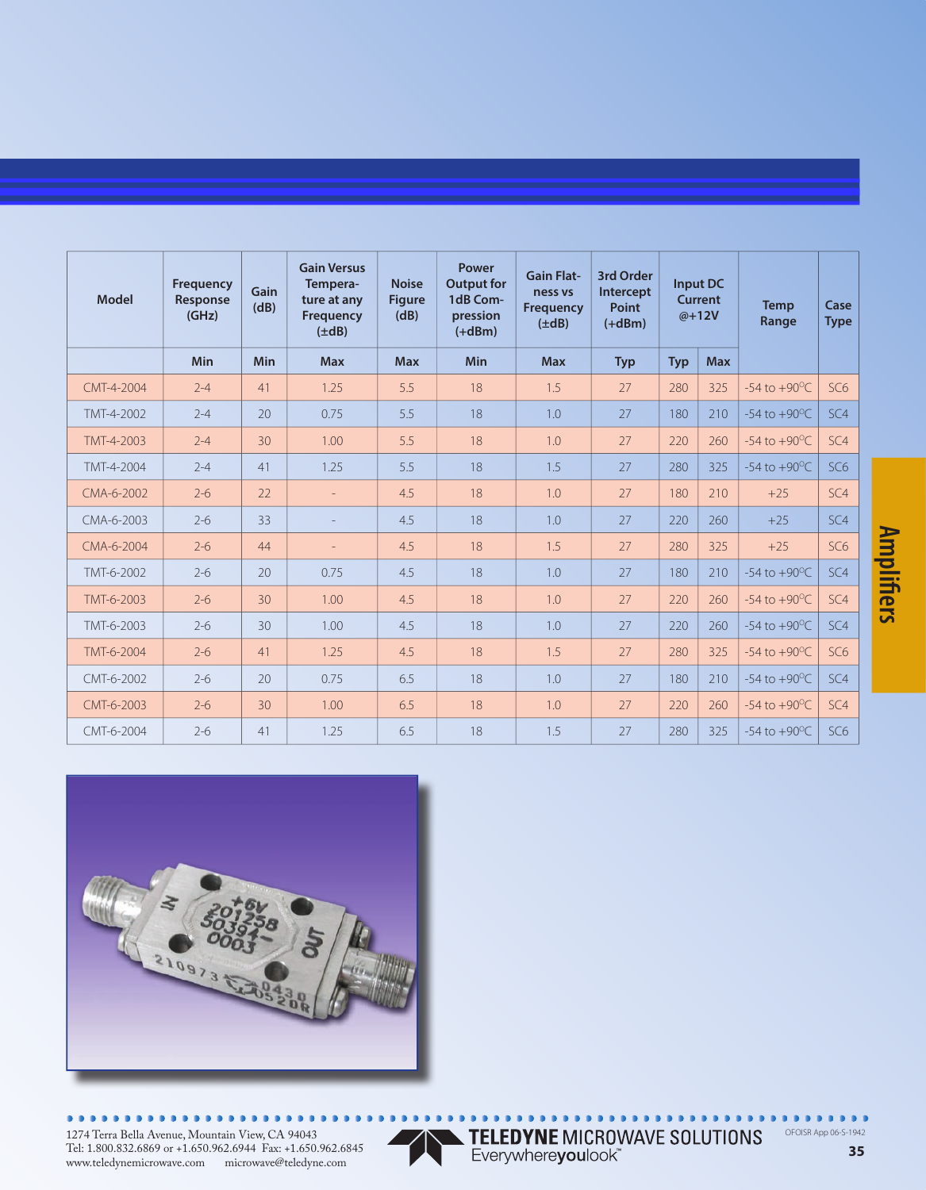| Model | Frequency Response (GHz) | Gain (dB) | Gain Versus Temperature at any Frequency (±dB) | Noise Figure (dB) | Power Output for 1dB Compression (+dBm) | Gain Flatness vs Frequency (±dB) | 3rd Order Intercept Point (+dBm) | Input DC Current @+12V | | Temp Range | Case Type |
|---|---|---|---|---|---|---|---|---|---|---|---|
| | Min | Min | Max | Max | Min | Max | Typ | Typ | Max | | |
| CMT-4-2004 | 2-4 | 41 | 1.25 | 5.5 | 18 | 1.5 | 27 | 280 | 325 | -54 to +90°C | SC6 |
| TMT-4-2002 | 2-4 | 20 | 0.75 | 5.5 | 18 | 1.0 | 27 | 180 | 210 | -54 to +90°C | SC4 |
| TMT-4-2003 | 2-4 | 30 | 1.00 | 5.5 | 18 | 1.0 | 27 | 220 | 260 | -54 to +90°C | SC4 |
| TMT-4-2004 | 2-4 | 41 | 1.25 | 5.5 | 18 | 1.5 | 27 | 280 | 325 | -54 to +90°C | SC6 |
| CMA-6-2002 | 2-6 | 22 | - | 4.5 | 18 | 1.0 | 27 | 180 | 210 | +25 | SC4 |
| CMA-6-2003 | 2-6 | 33 | - | 4.5 | 18 | 1.0 | 27 | 220 | 260 | +25 | SC4 |
| CMA-6-2004 | 2-6 | 44 | - | 4.5 | 18 | 1.5 | 27 | 280 | 325 | +25 | SC6 |
| TMT-6-2002 | 2-6 | 20 | 0.75 | 4.5 | 18 | 1.0 | 27 | 180 | 210 | -54 to +90°C | SC4 |
| TMT-6-2003 | 2-6 | 30 | 1.00 | 4.5 | 18 | 1.0 | 27 | 220 | 260 | -54 to +90°C | SC4 |
| TMT-6-2003 | 2-6 | 30 | 1.00 | 4.5 | 18 | 1.0 | 27 | 220 | 260 | -54 to +90°C | SC4 |
| TMT-6-2004 | 2-6 | 41 | 1.25 | 4.5 | 18 | 1.5 | 27 | 280 | 325 | -54 to +90°C | SC6 |
| CMT-6-2002 | 2-6 | 20 | 0.75 | 6.5 | 18 | 1.0 | 27 | 180 | 210 | -54 to +90°C | SC4 |
| CMT-6-2003 | 2-6 | 30 | 1.00 | 6.5 | 18 | 1.0 | 27 | 220 | 260 | -54 to +90°C | SC4 |
| CMT-6-2004 | 2-6 | 41 | 1.25 | 6.5 | 18 | 1.5 | 27 | 280 | 325 | -54 to +90°C | SC6 |

1274 Terra Bella Avenue, Mountain View, CA 94043
Tel: 1.800.832.6869 or +1.650.962.6944 Fax: +1.650.962.6845
www.teledynemicrowave.com microwave@teledyne.com

**TELEDYNE** MICROWAVE SOLUTIONS
Everywhere**you**look™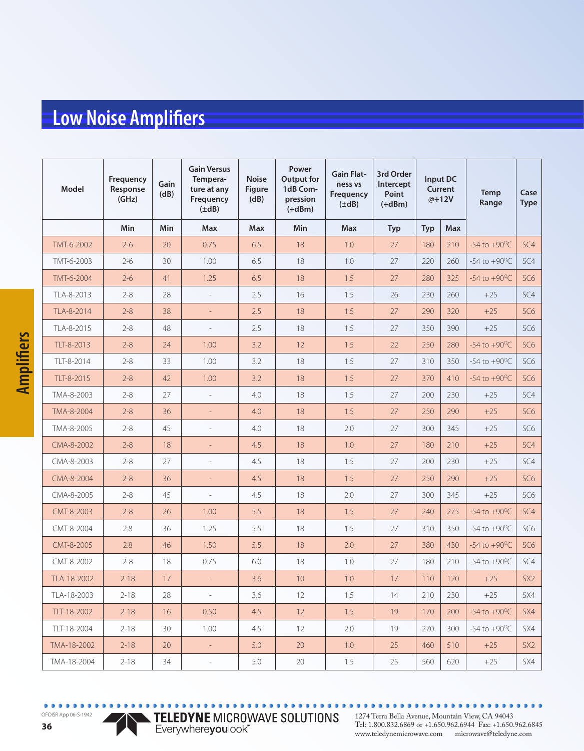# Low Noise Amplifiers

| Model | Frequency Response (GHz) | Gain (dB) | Gain Versus Temperature at any Frequency (±dB) | Noise Figure (dB) | Power Output for 1dB Compression (+dBm) | Gain Flatness vs Frequency (±dB) | 3rd Order Intercept Point (+dBm) | Input DC Current @+12V | | Temp Range | Case Type |
|---|---|---|---|---|---|---|---|---|---|---|---|
| | Min | Min | Max | Max | Min | Max | Typ | Typ | Max | | |
| TMT-6-2002 | 2-6 | 20 | 0.75 | 6.5 | 18 | 1.0 | 27 | 180 | 210 | -54 to +90°C | SC4 |
| TMT-6-2003 | 2-6 | 30 | 1.00 | 6.5 | 18 | 1.0 | 27 | 220 | 260 | -54 to +90°C | SC4 |
| TMT-6-2004 | 2-6 | 41 | 1.25 | 6.5 | 18 | 1.5 | 27 | 280 | 325 | -54 to +90°C | SC6 |
| TLA-8-2013 | 2-8 | 28 | - | 2.5 | 16 | 1.5 | 26 | 230 | 260 | +25 | SC4 |
| TLA-8-2014 | 2-8 | 38 | - | 2.5 | 18 | 1.5 | 27 | 290 | 320 | +25 | SC6 |
| TLA-8-2015 | 2-8 | 48 | - | 2.5 | 18 | 1.5 | 27 | 350 | 390 | +25 | SC6 |
| TLT-8-2013 | 2-8 | 24 | 1.00 | 3.2 | 12 | 1.5 | 22 | 250 | 280 | -54 to +90°C | SC6 |
| TLT-8-2014 | 2-8 | 33 | 1.00 | 3.2 | 18 | 1.5 | 27 | 310 | 350 | -54 to +90°C | SC6 |
| TLT-8-2015 | 2-8 | 42 | 1.00 | 3.2 | 18 | 1.5 | 27 | 370 | 410 | -54 to +90°C | SC6 |
| TMA-8-2003 | 2-8 | 27 | - | 4.0 | 18 | 1.5 | 27 | 200 | 230 | +25 | SC4 |
| TMA-8-2004 | 2-8 | 36 | - | 4.0 | 18 | 1.5 | 27 | 250 | 290 | +25 | SC6 |
| TMA-8-2005 | 2-8 | 45 | - | 4.0 | 18 | 2.0 | 27 | 300 | 345 | +25 | SC6 |
| CMA-8-2002 | 2-8 | 18 | - | 4.5 | 18 | 1.0 | 27 | 180 | 210 | +25 | SC4 |
| CMA-8-2003 | 2-8 | 27 | - | 4.5 | 18 | 1.5 | 27 | 200 | 230 | +25 | SC4 |
| CMA-8-2004 | 2-8 | 36 | - | 4.5 | 18 | 1.5 | 27 | 250 | 290 | +25 | SC6 |
| CMA-8-2005 | 2-8 | 45 | - | 4.5 | 18 | 2.0 | 27 | 300 | 345 | +25 | SC6 |
| CMT-8-2003 | 2-8 | 26 | 1.00 | 5.5 | 18 | 1.5 | 27 | 240 | 275 | -54 to +90°C | SC4 |
| CMT-8-2004 | 2.8 | 36 | 1.25 | 5.5 | 18 | 1.5 | 27 | 310 | 350 | -54 to +90°C | SC6 |
| CMT-8-2005 | 2.8 | 46 | 1.50 | 5.5 | 18 | 2.0 | 27 | 380 | 430 | -54 to +90°C | SC6 |
| CMT-8-2002 | 2-8 | 18 | 0.75 | 6.0 | 18 | 1.0 | 27 | 180 | 210 | -54 to +90°C | SC4 |
| TLA-18-2002 | 2-18 | 17 | - | 3.6 | 10 | 1.0 | 17 | 110 | 120 | +25 | SX2 |
| TLA-18-2003 | 2-18 | 28 | - | 3.6 | 12 | 1.5 | 14 | 210 | 230 | +25 | SX4 |
| TLT-18-2002 | 2-18 | 16 | 0.50 | 4.5 | 12 | 1.5 | 19 | 170 | 200 | -54 to +90°C | SX4 |
| TLT-18-2004 | 2-18 | 30 | 1.00 | 4.5 | 12 | 2.0 | 19 | 270 | 300 | -54 to +90°C | SX4 |
| TMA-18-2002 | 2-18 | 20 | - | 5.0 | 20 | 1.0 | 25 | 460 | 510 | +25 | SX2 |
| TMA-18-2004 | 2-18 | 34 | - | 5.0 | 20 | 1.5 | 25 | 560 | 620 | +25 | SX4 |

OFOISR App 06-S-1942

TELEDYNE MICROWAVE SOLUTIONS Everywhereyoulook™

1274 Terra Bella Avenue, Mountain View, CA 94043
Tel: 1.800.832.6869 or +1.650.962.6944 Fax: +1.650.962.6845
www.teledynemicrowave.com microwave@teledyne.com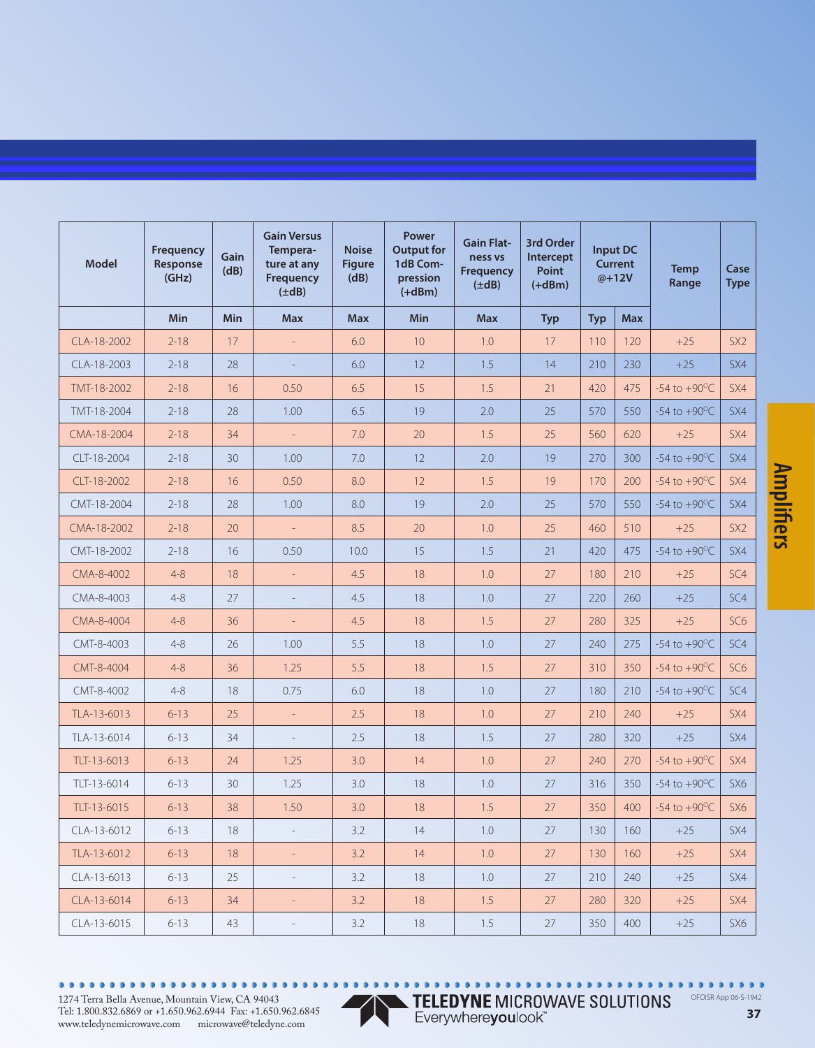| Model | Frequency Response (GHz) | Gain (dB) | Gain Versus Temperature at any Frequency (±dB) | Noise Figure (dB) | Power Output for 1dB Compression (+dBm) | Gain Flatness vs Frequency (±dB) | 3rd Order Intercept Point (+dBm) | Input DC Current @+12V | | Temp Range | Case Type |
|---|---|---|---|---|---|---|---|---|---|---|---|
| | Min | Min | Max | Max | Min | Max | Typ | Typ | Max | | |
| CLA-18-2002 | 2-18 | 17 | - | 6.0 | 10 | 1.0 | 17 | 110 | 120 | +25 | SX2 |
| CLA-18-2003 | 2-18 | 28 | - | 6.0 | 12 | 1.5 | 14 | 210 | 230 | +25 | SX4 |
| TMT-18-2002 | 2-18 | 16 | 0.50 | 6.5 | 15 | 1.5 | 21 | 420 | 475 | -54 to +90°C | SX4 |
| TMT-18-2004 | 2-18 | 28 | 1.00 | 6.5 | 19 | 2.0 | 25 | 570 | 550 | -54 to +90°C | SX4 |
| CMA-18-2004 | 2-18 | 34 | - | 7.0 | 20 | 1.5 | 25 | 560 | 620 | +25 | SX4 |
| CLT-18-2004 | 2-18 | 30 | 1.00 | 7.0 | 12 | 2.0 | 19 | 270 | 300 | -54 to +90°C | SX4 |
| CLT-18-2002 | 2-18 | 16 | 0.50 | 8.0 | 12 | 1.5 | 19 | 170 | 200 | -54 to +90°C | SX4 |
| CMT-18-2004 | 2-18 | 28 | 1.00 | 8.0 | 19 | 2.0 | 25 | 570 | 550 | -54 to +90°C | SX4 |
| CMA-18-2002 | 2-18 | 20 | - | 8.5 | 20 | 1.0 | 25 | 460 | 510 | +25 | SX2 |
| CMT-18-2002 | 2-18 | 16 | 0.50 | 10.0 | 15 | 1.5 | 21 | 420 | 475 | -54 to +90°C | SX4 |
| CMA-8-4002 | 4-8 | 18 | - | 4.5 | 18 | 1.0 | 27 | 180 | 210 | +25 | SC4 |
| CMA-8-4003 | 4-8 | 27 | - | 4.5 | 18 | 1.0 | 27 | 220 | 260 | +25 | SC4 |
| CMA-8-4004 | 4-8 | 36 | - | 4.5 | 18 | 1.5 | 27 | 280 | 325 | +25 | SC6 |
| CMT-8-4003 | 4-8 | 26 | 1.00 | 5.5 | 18 | 1.0 | 27 | 240 | 275 | -54 to +90°C | SC4 |
| CMT-8-4004 | 4-8 | 36 | 1.25 | 5.5 | 18 | 1.5 | 27 | 310 | 350 | -54 to +90°C | SC6 |
| CMT-8-4002 | 4-8 | 18 | 0.75 | 6.0 | 18 | 1.0 | 27 | 180 | 210 | -54 to +90°C | SC4 |
| TLA-13-6013 | 6-13 | 25 | - | 2.5 | 18 | 1.0 | 27 | 210 | 240 | +25 | SX4 |
| TLA-13-6014 | 6-13 | 34 | - | 2.5 | 18 | 1.5 | 27 | 280 | 320 | +25 | SX4 |
| TLT-13-6013 | 6-13 | 24 | 1.25 | 3.0 | 14 | 1.0 | 27 | 240 | 270 | -54 to +90°C | SX4 |
| TLT-13-6014 | 6-13 | 30 | 1.25 | 3.0 | 18 | 1.0 | 27 | 316 | 350 | -54 to +90°C | SX6 |
| TLT-13-6015 | 6-13 | 38 | 1.50 | 3.0 | 18 | 1.5 | 27 | 350 | 400 | -54 to +90°C | SX6 |
| CLA-13-6012 | 6-13 | 18 | - | 3.2 | 14 | 1.0 | 27 | 130 | 160 | +25 | SX4 |
| TLA-13-6012 | 6-13 | 18 | - | 3.2 | 14 | 1.0 | 27 | 130 | 160 | +25 | SX4 |
| CLA-13-6013 | 6-13 | 25 | - | 3.2 | 18 | 1.0 | 27 | 210 | 240 | +25 | SX4 |
| CLA-13-6014 | 6-13 | 34 | - | 3.2 | 18 | 1.5 | 27 | 280 | 320 | +25 | SX4 |
| CLA-13-6015 | 6-13 | 43 | - | 3.2 | 18 | 1.5 | 27 | 350 | 400 | +25 | SX6 |

Amplifiers

1274 Terra Bella Avenue, Mountain View, CA 94043
Tel: 1.800.832.6869 or +1.650.962.6944 Fax: +1.650.962.6845
www.teledynemicrowave.com microwave@teledyne.com

TELEDYNE MICROWAVE SOLUTIONS
Everywhereyoulook™

OFOISR App 06-S-1942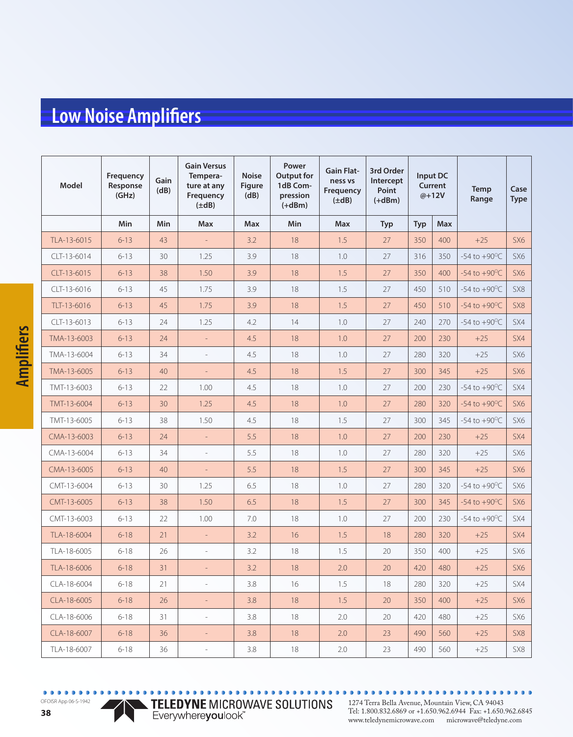# Low Noise Amplifiers

| Model | Frequency Response (GHz) | Gain (dB) | Gain Versus Temperature at any Frequency (±dB) | Noise Figure (dB) | Power Output for 1dB Compression (+dBm) | Gain Flatness vs Frequency (±dB) | 3rd Order Intercept Point (+dBm) | Input DC Current @+12V | | Temp Range | Case Type |
|---|---|---|---|---|---|---|---|---|---|---|---|
| | Min | Min | Max | Max | Min | Max | Typ | Typ | Max | | |
| TLA-13-6015 | 6-13 | 43 | - | 3.2 | 18 | 1.5 | 27 | 350 | 400 | +25 | SX6 |
| CLT-13-6014 | 6-13 | 30 | 1.25 | 3.9 | 18 | 1.0 | 27 | 316 | 350 | -54 to +90°C | SX6 |
| CLT-13-6015 | 6-13 | 38 | 1.50 | 3.9 | 18 | 1.5 | 27 | 350 | 400 | -54 to +90°C | SX6 |
| CLT-13-6016 | 6-13 | 45 | 1.75 | 3.9 | 18 | 1.5 | 27 | 450 | 510 | -54 to +90°C | SX8 |
| TLT-13-6016 | 6-13 | 45 | 1.75 | 3.9 | 18 | 1.5 | 27 | 450 | 510 | -54 to +90°C | SX8 |
| CLT-13-6013 | 6-13 | 24 | 1.25 | 4.2 | 14 | 1.0 | 27 | 240 | 270 | -54 to +90°C | SX4 |
| TMA-13-6003 | 6-13 | 24 | - | 4.5 | 18 | 1.0 | 27 | 200 | 230 | +25 | SX4 |
| TMA-13-6004 | 6-13 | 34 | - | 4.5 | 18 | 1.0 | 27 | 280 | 320 | +25 | SX6 |
| TMA-13-6005 | 6-13 | 40 | - | 4.5 | 18 | 1.5 | 27 | 300 | 345 | +25 | SX6 |
| TMT-13-6003 | 6-13 | 22 | 1.00 | 4.5 | 18 | 1.0 | 27 | 200 | 230 | -54 to +90°C | SX4 |
| TMT-13-6004 | 6-13 | 30 | 1.25 | 4.5 | 18 | 1.0 | 27 | 280 | 320 | -54 to +90°C | SX6 |
| TMT-13-6005 | 6-13 | 38 | 1.50 | 4.5 | 18 | 1.5 | 27 | 300 | 345 | -54 to +90°C | SX6 |
| CMA-13-6003 | 6-13 | 24 | - | 5.5 | 18 | 1.0 | 27 | 200 | 230 | +25 | SX4 |
| CMA-13-6004 | 6-13 | 34 | - | 5.5 | 18 | 1.0 | 27 | 280 | 320 | +25 | SX6 |
| CMA-13-6005 | 6-13 | 40 | - | 5.5 | 18 | 1.5 | 27 | 300 | 345 | +25 | SX6 |
| CMT-13-6004 | 6-13 | 30 | 1.25 | 6.5 | 18 | 1.0 | 27 | 280 | 320 | -54 to +90°C | SX6 |
| CMT-13-6005 | 6-13 | 38 | 1.50 | 6.5 | 18 | 1.5 | 27 | 300 | 345 | -54 to +90°C | SX6 |
| CMT-13-6003 | 6-13 | 22 | 1.00 | 7.0 | 18 | 1.0 | 27 | 200 | 230 | -54 to +90°C | SX4 |
| TLA-18-6004 | 6-18 | 21 | - | 3.2 | 16 | 1.5 | 18 | 280 | 320 | +25 | SX4 |
| TLA-18-6005 | 6-18 | 26 | - | 3.2 | 18 | 1.5 | 20 | 350 | 400 | +25 | SX6 |
| TLA-18-6006 | 6-18 | 31 | - | 3.2 | 18 | 2.0 | 20 | 420 | 480 | +25 | SX6 |
| CLA-18-6004 | 6-18 | 21 | - | 3.8 | 16 | 1.5 | 18 | 280 | 320 | +25 | SX4 |
| CLA-18-6005 | 6-18 | 26 | - | 3.8 | 18 | 1.5 | 20 | 350 | 400 | +25 | SX6 |
| CLA-18-6006 | 6-18 | 31 | - | 3.8 | 18 | 2.0 | 20 | 420 | 480 | +25 | SX6 |
| CLA-18-6007 | 6-18 | 36 | - | 3.8 | 18 | 2.0 | 23 | 490 | 560 | +25 | SX8 |
| TLA-18-6007 | 6-18 | 36 | - | 3.8 | 18 | 2.0 | 23 | 490 | 560 | +25 | SX8 |

OFOISR App 06-S-1942

TELEDYNE MICROWAVE SOLUTIONS
Everywhereyoulook™

1274 Terra Bella Avenue, Mountain View, CA 94043
Tel: 1.800.832.6869 or +1.650.962.6944 Fax: +1.650.962.6845
www.teledynemicrowave.com microwave@teledyne.com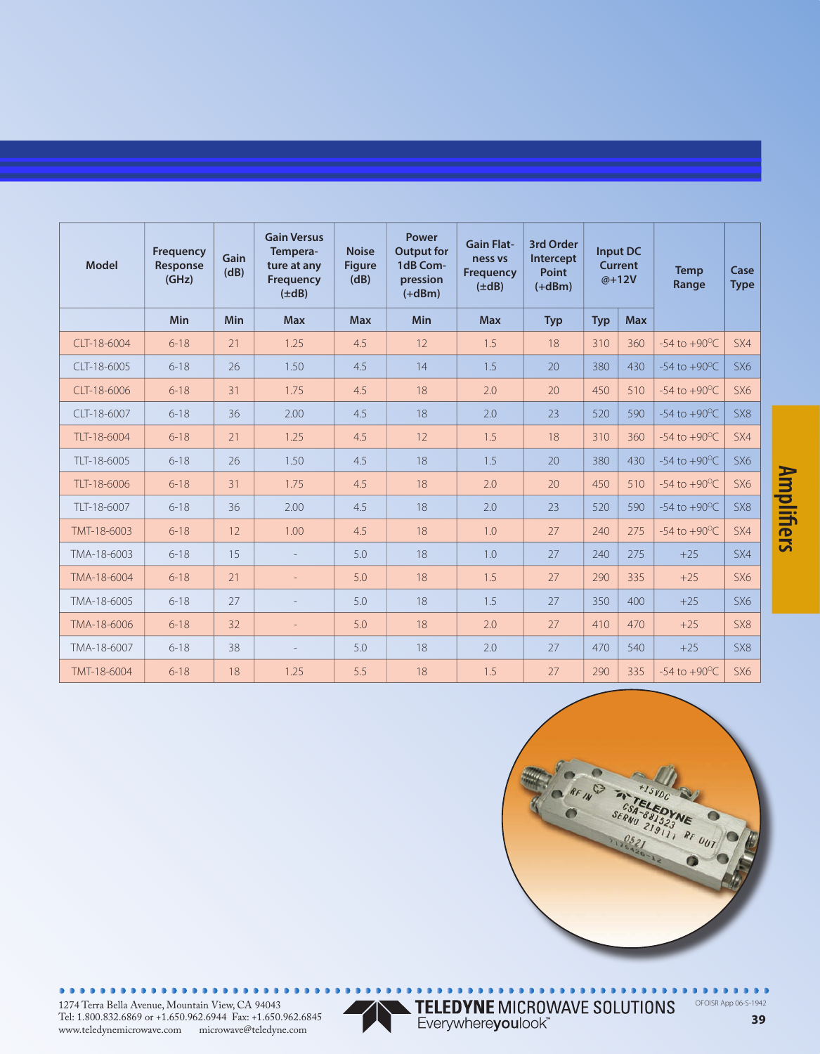| Model | Frequency Response (GHz) | Gain (dB) | Gain Versus Temperature at any Frequency (±dB) | Noise Figure (dB) | Power Output for 1dB Compression (+dBm) | Gain Flatness vs Frequency (±dB) | 3rd Order Intercept Point (+dBm) | Input DC Current @+12V | | Temp Range | Case Type |
|---|---|---|---|---|---|---|---|---|---|---|---|
| | Min | Min | Max | Max | Min | Max | Typ | Typ | Max | | |
| CLT-18-6004 | 6-18 | 21 | 1.25 | 4.5 | 12 | 1.5 | 18 | 310 | 360 | -54 to +90°C | SX4 |
| CLT-18-6005 | 6-18 | 26 | 1.50 | 4.5 | 14 | 1.5 | 20 | 380 | 430 | -54 to +90°C | SX6 |
| CLT-18-6006 | 6-18 | 31 | 1.75 | 4.5 | 18 | 2.0 | 20 | 450 | 510 | -54 to +90°C | SX6 |
| CLT-18-6007 | 6-18 | 36 | 2.00 | 4.5 | 18 | 2.0 | 23 | 520 | 590 | -54 to +90°C | SX8 |
| TLT-18-6004 | 6-18 | 21 | 1.25 | 4.5 | 12 | 1.5 | 18 | 310 | 360 | -54 to +90°C | SX4 |
| TLT-18-6005 | 6-18 | 26 | 1.50 | 4.5 | 18 | 1.5 | 20 | 380 | 430 | -54 to +90°C | SX6 |
| TLT-18-6006 | 6-18 | 31 | 1.75 | 4.5 | 18 | 2.0 | 20 | 450 | 510 | -54 to +90°C | SX6 |
| TLT-18-6007 | 6-18 | 36 | 2.00 | 4.5 | 18 | 2.0 | 23 | 520 | 590 | -54 to +90°C | SX8 |
| TMT-18-6003 | 6-18 | 12 | 1.00 | 4.5 | 18 | 1.0 | 27 | 240 | 275 | -54 to +90°C | SX4 |
| TMA-18-6003 | 6-18 | 15 | - | 5.0 | 18 | 1.0 | 27 | 240 | 275 | +25 | SX4 |
| TMA-18-6004 | 6-18 | 21 | - | 5.0 | 18 | 1.5 | 27 | 290 | 335 | +25 | SX6 |
| TMA-18-6005 | 6-18 | 27 | - | 5.0 | 18 | 1.5 | 27 | 350 | 400 | +25 | SX6 |
| TMA-18-6006 | 6-18 | 32 | - | 5.0 | 18 | 2.0 | 27 | 410 | 470 | +25 | SX8 |
| TMA-18-6007 | 6-18 | 38 | - | 5.0 | 18 | 2.0 | 27 | 470 | 540 | +25 | SX8 |
| TMT-18-6004 | 6-18 | 18 | 1.25 | 5.5 | 18 | 1.5 | 27 | 290 | 335 | -54 to +90°C | SX6 |

Amplifiers

1274 Terra Bella Avenue, Mountain View, CA 94043
Tel: 1.800.832.6869 or +1.650.962.6944 Fax: +1.650.962.6845
www.teledynemicrowave.com microwave@teledyne.com

TELEDYNE MICROWAVE SOLUTIONS
Everywhereyoulook™

OFOISR App 06-S-1942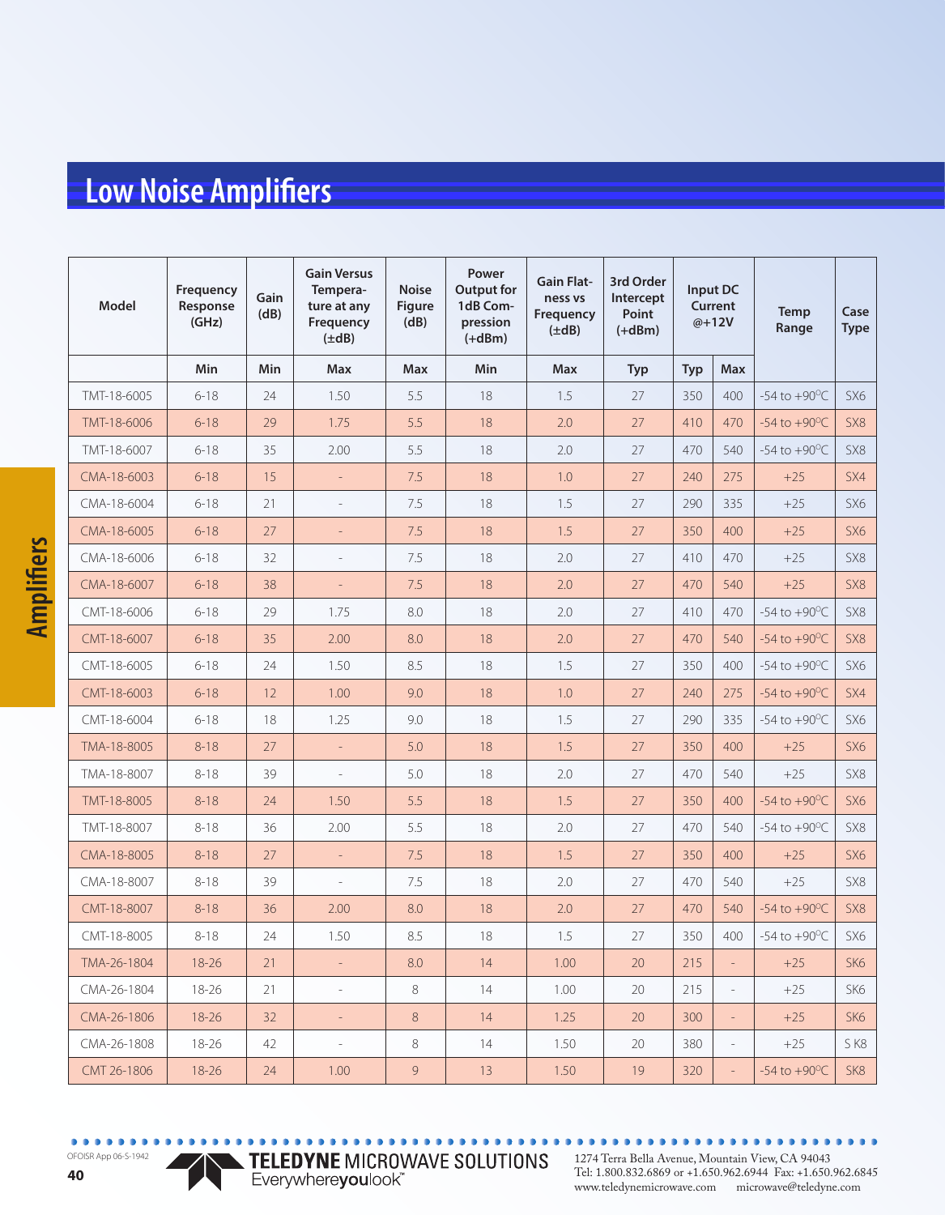# Low Noise Amplifiers

| Model | Frequency Response (GHz) | Gain (dB) | Gain Versus Temperature at any Frequency (±dB) | Noise Figure (dB) | Power Output for 1dB Compression (+dBm) | Gain Flatness vs Frequency (±dB) | 3rd Order Intercept Point (+dBm) | Input DC Current @+12V | | Temp Range | Case Type |
|---|---|---|---|---|---|---|---|---|---|---|---|
| | Min | Min | Max | Max | Min | Max | Typ | Typ | Max | | |
| TMT-18-6005 | 6-18 | 24 | 1.50 | 5.5 | 18 | 1.5 | 27 | 350 | 400 | -54 to +90°C | SX6 |
| TMT-18-6006 | 6-18 | 29 | 1.75 | 5.5 | 18 | 2.0 | 27 | 410 | 470 | -54 to +90°C | SX8 |
| TMT-18-6007 | 6-18 | 35 | 2.00 | 5.5 | 18 | 2.0 | 27 | 470 | 540 | -54 to +90°C | SX8 |
| CMA-18-6003 | 6-18 | 15 | - | 7.5 | 18 | 1.0 | 27 | 240 | 275 | +25 | SX4 |
| CMA-18-6004 | 6-18 | 21 | - | 7.5 | 18 | 1.5 | 27 | 290 | 335 | +25 | SX6 |
| CMA-18-6005 | 6-18 | 27 | - | 7.5 | 18 | 1.5 | 27 | 350 | 400 | +25 | SX6 |
| CMA-18-6006 | 6-18 | 32 | - | 7.5 | 18 | 2.0 | 27 | 410 | 470 | +25 | SX8 |
| CMA-18-6007 | 6-18 | 38 | - | 7.5 | 18 | 2.0 | 27 | 470 | 540 | +25 | SX8 |
| CMT-18-6006 | 6-18 | 29 | 1.75 | 8.0 | 18 | 2.0 | 27 | 410 | 470 | -54 to +90°C | SX8 |
| CMT-18-6007 | 6-18 | 35 | 2.00 | 8.0 | 18 | 2.0 | 27 | 470 | 540 | -54 to +90°C | SX8 |
| CMT-18-6005 | 6-18 | 24 | 1.50 | 8.5 | 18 | 1.5 | 27 | 350 | 400 | -54 to +90°C | SX6 |
| CMT-18-6003 | 6-18 | 12 | 1.00 | 9.0 | 18 | 1.0 | 27 | 240 | 275 | -54 to +90°C | SX4 |
| CMT-18-6004 | 6-18 | 18 | 1.25 | 9.0 | 18 | 1.5 | 27 | 290 | 335 | -54 to +90°C | SX6 |
| TMA-18-8005 | 8-18 | 27 | - | 5.0 | 18 | 1.5 | 27 | 350 | 400 | +25 | SX6 |
| TMA-18-8007 | 8-18 | 39 | - | 5.0 | 18 | 2.0 | 27 | 470 | 540 | +25 | SX8 |
| TMT-18-8005 | 8-18 | 24 | 1.50 | 5.5 | 18 | 1.5 | 27 | 350 | 400 | -54 to +90°C | SX6 |
| TMT-18-8007 | 8-18 | 36 | 2.00 | 5.5 | 18 | 2.0 | 27 | 470 | 540 | -54 to +90°C | SX8 |
| CMA-18-8005 | 8-18 | 27 | - | 7.5 | 18 | 1.5 | 27 | 350 | 400 | +25 | SX6 |
| CMA-18-8007 | 8-18 | 39 | - | 7.5 | 18 | 2.0 | 27 | 470 | 540 | +25 | SX8 |
| CMT-18-8007 | 8-18 | 36 | 2.00 | 8.0 | 18 | 2.0 | 27 | 470 | 540 | -54 to +90°C | SX8 |
| CMT-18-8005 | 8-18 | 24 | 1.50 | 8.5 | 18 | 1.5 | 27 | 350 | 400 | -54 to +90°C | SX6 |
| TMA-26-1804 | 18-26 | 21 | - | 8.0 | 14 | 1.00 | 20 | 215 | - | +25 | SK6 |
| CMA-26-1804 | 18-26 | 21 | - | 8 | 14 | 1.00 | 20 | 215 | - | +25 | SK6 |
| CMA-26-1806 | 18-26 | 32 | - | 8 | 14 | 1.25 | 20 | 300 | - | +25 | SK6 |
| CMA-26-1808 | 18-26 | 42 | - | 8 | 14 | 1.50 | 20 | 380 | - | +25 | S K8 |
| CMT 26-1806 | 18-26 | 24 | 1.00 | 9 | 13 | 1.50 | 19 | 320 | - | -54 to +90°C | SK8 |

OFOISR App 06-S-1942

TELEDYNE MICROWAVE SOLUTIONS
Everywhereyoulook™

1274 Terra Bella Avenue, Mountain View, CA 94043
Tel: 1.800.832.6869 or +1.650.962.6944 Fax: +1.650.962.6845
www.teledynemicrowave.com microwave@teledyne.com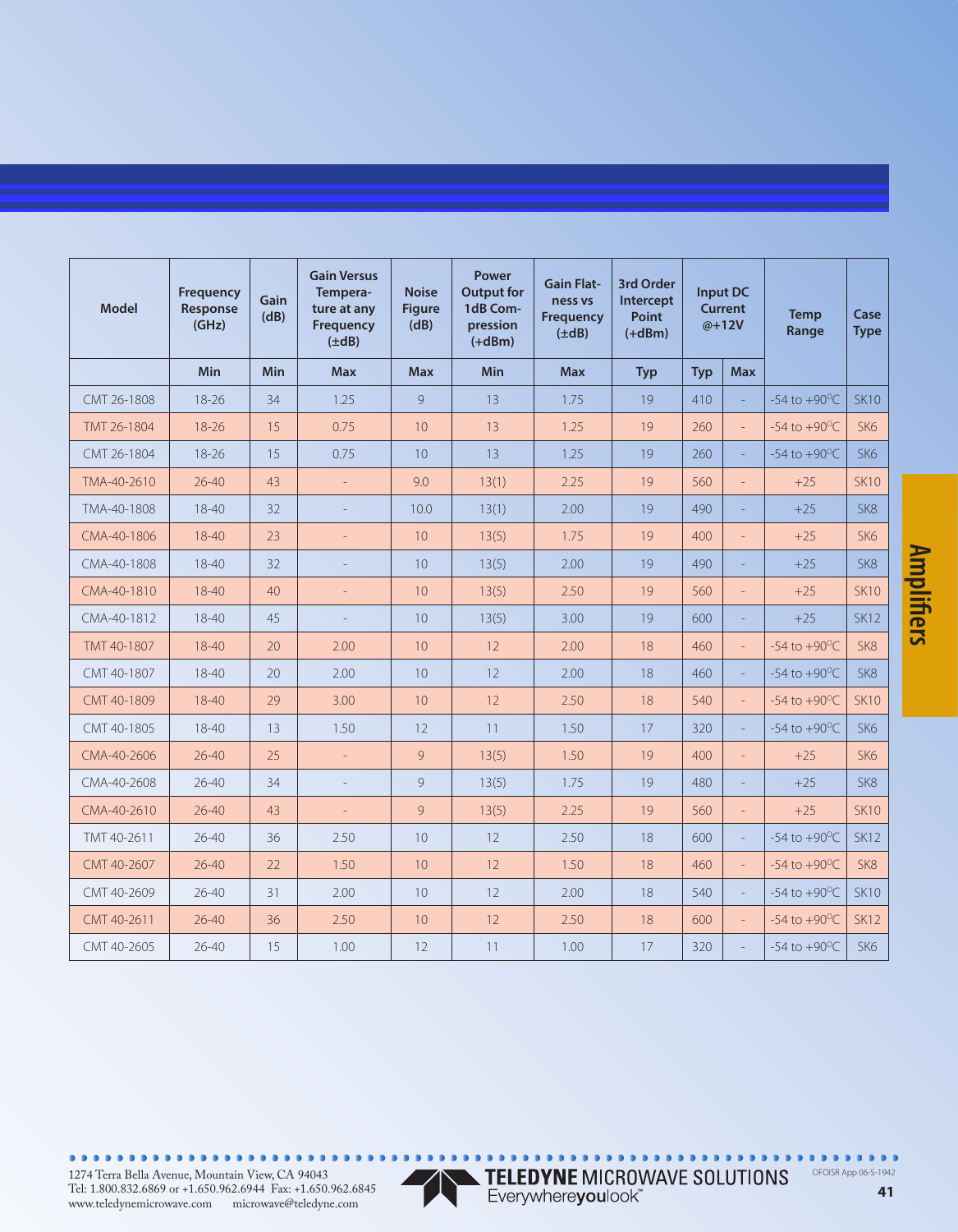| Model | Frequency Response (GHz) | Gain (dB) | Gain Versus Temperature at any Frequency (±dB) | Noise Figure (dB) | Power Output for 1dB Compression (+dBm) | Gain Flatness vs Frequency (±dB) | 3rd Order Intercept Point (+dBm) | Input DC Current @+12V | | Temp Range | Case Type |
|---|---|---|---|---|---|---|---|---|---|---|---|
| | Min | Min | Max | Max | Min | Max | Typ | Typ | Max | | |
| CMT 26-1808 | 18-26 | 34 | 1.25 | 9 | 13 | 1.75 | 19 | 410 | - | -54 to +90°C | SK10 |
| TMT 26-1804 | 18-26 | 15 | 0.75 | 10 | 13 | 1.25 | 19 | 260 | - | -54 to +90°C | SK6 |
| CMT 26-1804 | 18-26 | 15 | 0.75 | 10 | 13 | 1.25 | 19 | 260 | - | -54 to +90°C | SK6 |
| TMA-40-2610 | 26-40 | 43 | - | 9.0 | 13(1) | 2.25 | 19 | 560 | - | +25 | SK10 |
| TMA-40-1808 | 18-40 | 32 | - | 10.0 | 13(1) | 2.00 | 19 | 490 | - | +25 | SK8 |
| CMA-40-1806 | 18-40 | 23 | - | 10 | 13(5) | 1.75 | 19 | 400 | - | +25 | SK6 |
| CMA-40-1808 | 18-40 | 32 | - | 10 | 13(5) | 2.00 | 19 | 490 | - | +25 | SK8 |
| CMA-40-1810 | 18-40 | 40 | - | 10 | 13(5) | 2.50 | 19 | 560 | - | +25 | SK10 |
| CMA-40-1812 | 18-40 | 45 | - | 10 | 13(5) | 3.00 | 19 | 600 | - | +25 | SK12 |
| TMT 40-1807 | 18-40 | 20 | 2.00 | 10 | 12 | 2.00 | 18 | 460 | - | -54 to +90°C | SK8 |
| CMT 40-1807 | 18-40 | 20 | 2.00 | 10 | 12 | 2.00 | 18 | 460 | - | -54 to +90°C | SK8 |
| CMT 40-1809 | 18-40 | 29 | 3.00 | 10 | 12 | 2.50 | 18 | 540 | - | -54 to +90°C | SK10 |
| CMT 40-1805 | 18-40 | 13 | 1.50 | 12 | 11 | 1.50 | 17 | 320 | - | -54 to +90°C | SK6 |
| CMA-40-2606 | 26-40 | 25 | - | 9 | 13(5) | 1.50 | 19 | 400 | - | +25 | SK6 |
| CMA-40-2608 | 26-40 | 34 | - | 9 | 13(5) | 1.75 | 19 | 480 | - | +25 | SK8 |
| CMA-40-2610 | 26-40 | 43 | - | 9 | 13(5) | 2.25 | 19 | 560 | - | +25 | SK10 |
| TMT 40-2611 | 26-40 | 36 | 2.50 | 10 | 12 | 2.50 | 18 | 600 | - | -54 to +90°C | SK12 |
| CMT 40-2607 | 26-40 | 22 | 1.50 | 10 | 12 | 1.50 | 18 | 460 | - | -54 to +90°C | SK8 |
| CMT 40-2609 | 26-40 | 31 | 2.00 | 10 | 12 | 2.00 | 18 | 540 | - | -54 to +90°C | SK10 |
| CMT 40-2611 | 26-40 | 36 | 2.50 | 10 | 12 | 2.50 | 18 | 600 | - | -54 to +90°C | SK12 |
| CMT 40-2605 | 26-40 | 15 | 1.00 | 12 | 11 | 1.00 | 17 | 320 | - | -54 to +90°C | SK6 |

Amplifiers

1274 Terra Bella Avenue, Mountain View, CA 94043
Tel: 1.800.832.6869 or +1.650.962.6944 Fax: +1.650.962.6845
www.teledynemicrowave.com microwave@teledyne.com

TELEDYNE MICROWAVE SOLUTIONS
Everywhereyoulook™

OFOISR App 06-S-1942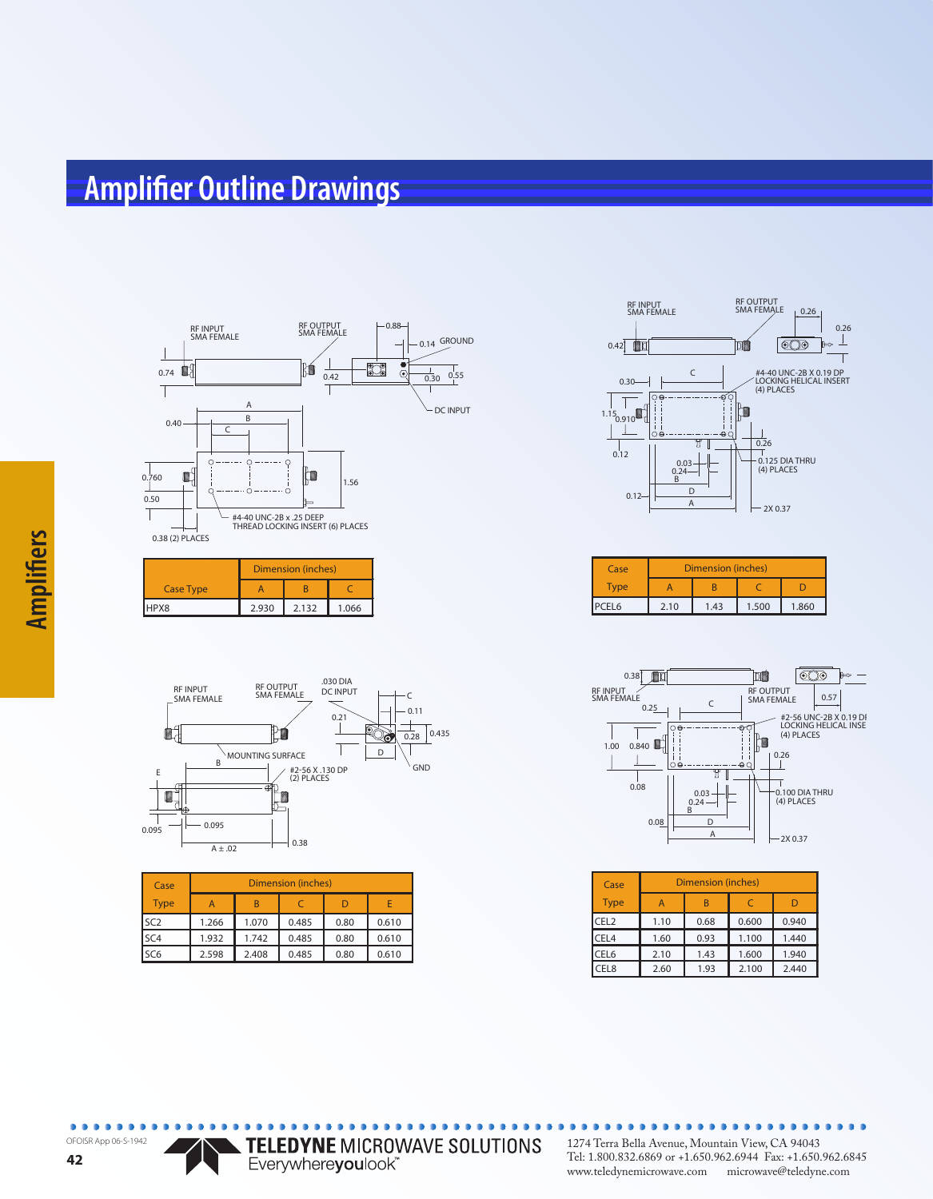# Amplifier Outline Drawings

RF INPUT SMA FEMALE

RF OUTPUT SMA FEMALE

0.88

0.14 GROUND

0.74

0.42

0.30 0.55

DC INPUT

A

B

0.40

C

0.760

1.56

0.50

#4-40 UNC-2B x .25 DEEP THREAD LOCKING INSERT (6) PLACES

0.38 (2) PLACES

| Case Type | Dimension (inches) | | |
|---|---|---|---|
| | A | B | C |
| HPX8 | 2.930 | 2.132 | 1.066 |

RF INPUT SMA FEMALE

RF OUTPUT SMA FEMALE

0.26

0.26

0.42

0.30

C

#4-40 UNC-2B X 0.19 DP LOCKING HELICAL INSERT (4) PLACES

1.15

0.910

0.26

0.12

0.03

0.24

B

0.125 DIA THRU (4) PLACES

D

0.12

A

2X 0.37

| Case Type | Dimension (inches) | | | |
|---|---|---|---|---|
| | A | B | C | D |
| PCEL6 | 2.10 | 1.43 | 1.500 | 1.860 |

RF INPUT SMA FEMALE

RF OUTPUT SMA FEMALE

.030 DIA DC INPUT

C

0.11

0.21

0.28

0.435

D

MOUNTING SURFACE

GND

B

E

#2-56 X .130 DP (2) PLACES

0.095

0.095

A ± .02

0.38

| Case Type | Dimension (inches) | | | | |
|---|---|---|---|---|---|
| | A | B | C | D | E |
| SC2 | 1.266 | 1.070 | 0.485 | 0.80 | 0.610 |
| SC4 | 1.932 | 1.742 | 0.485 | 0.80 | 0.610 |
| SC6 | 2.598 | 2.408 | 0.485 | 0.80 | 0.610 |

0.38

RF INPUT SMA FEMALE

RF OUTPUT SMA FEMALE

0.57

0.25

C

#2-56 UNC-2B X 0.19 DP LOCKING HELICAL INSERT (4) PLACES

1.00

0.840

0.26

0.08

0.03

0.24

B

0.100 DIA THRU (4) PLACES

0.08

D

A

2X 0.37

| Case Type | Dimension (inches) | | | |
|---|---|---|---|---|
| | A | B | C | D |
| CEL2 | 1.10 | 0.68 | 0.600 | 0.940 |
| CEL4 | 1.60 | 0.93 | 1.100 | 1.440 |
| CEL6 | 2.10 | 1.43 | 1.600 | 1.940 |
| CEL8 | 2.60 | 1.93 | 2.100 | 2.440 |

OFOISR App 06-S-1942

**TELEDYNE** MICROWAVE SOLUTIONS
Everywhere**you**look™

1274 Terra Bella Avenue, Mountain View, CA 94043
Tel: 1.800.832.6869 or +1.650.962.6944 Fax: +1.650.962.6845
www.teledynemicrowave.com microwave@teledyne.com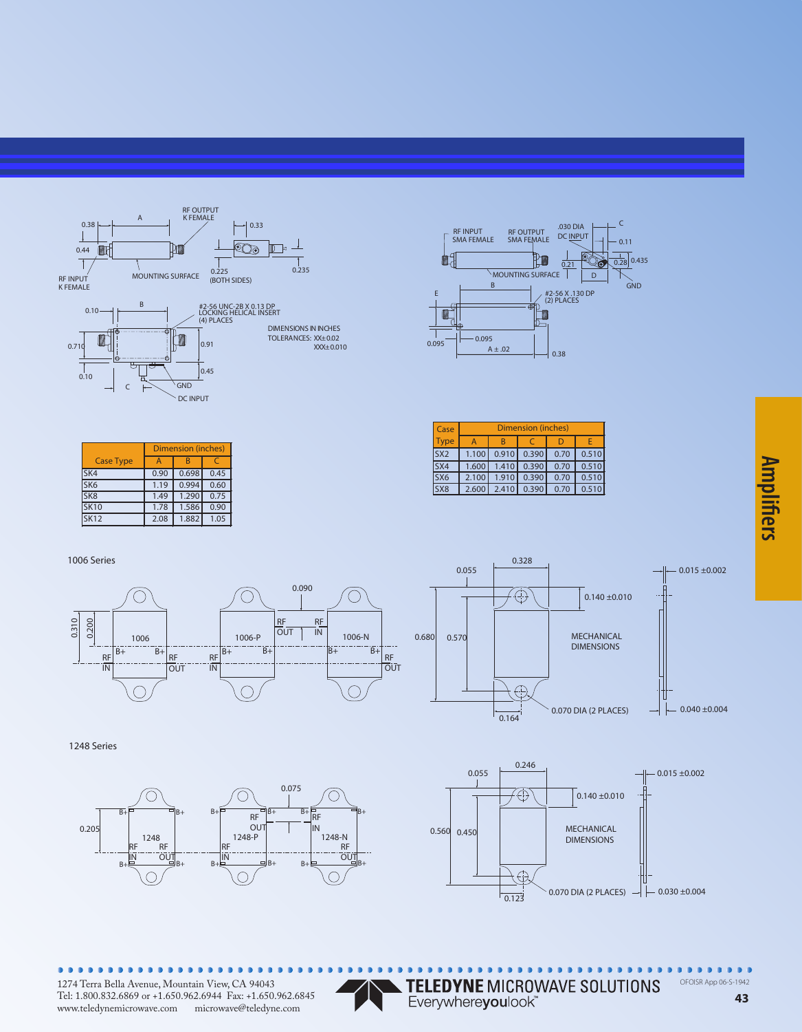RF OUTPUT
K FEMALE

RF INPUT
K FEMALE

MOUNTING SURFACE

0.38 A 0.33
0.44
0.225
(BOTH SIDES)
0.235

0.10 B
#2-56 UNC-2B X 0.13 DP
LOCKING HELICAL INSERT
(4) PLACES

0.710 0.91
0.10 0.45
C
GND
DC INPUT

DIMENSIONS IN INCHES
TOLERANCES: XX±0.02
XXX±0.010

RF INPUT
SMA FEMALE

RF OUTPUT
SMA FEMALE

.030 DIA
DC INPUT

C
0.11
0.21
0.28 0.435
D
GND
MOUNTING SURFACE

B
E
#2-56 X .130 DP
(2) PLACES

0.095
0.095
A ± .02
0.38

| Case Type | Dimension (inches) | | |
|---|---|---|---|
| | A | B | C |
| SK4 | 0.90 | 0.698 | 0.45 |
| SK6 | 1.19 | 0.994 | 0.60 |
| SK8 | 1.49 | 1.290 | 0.75 |
| SK10 | 1.78 | 1.586 | 0.90 |
| SK12 | 2.08 | 1.882 | 1.05 |

| Case Type | Dimension (inches) | | | | |
|---|---|---|---|---|---|
| | A | B | C | D | E |
| SX2 | 1.100 | 0.910 | 0.390 | 0.70 | 0.510 |
| SX4 | 1.600 | 1.410 | 0.390 | 0.70 | 0.510 |
| SX6 | 2.100 | 1.910 | 0.390 | 0.70 | 0.510 |
| SX8 | 2.600 | 2.410 | 0.390 | 0.70 | 0.510 |

## 1006 Series

0.310 0.200
1006
B+ B+
RF IN
RF OUT

1006-P
0.090
RF OUT
RF IN
B+

1006-N
B+ B+
RF OUT

0.055 0.328
0.140 ±0.010
0.680 0.570
MECHANICAL DIMENSIONS
0.070 DIA (2 PLACES)
0.164
0.015 ±0.002
0.040 ±0.004

## 1248 Series

0.205
1248
B+ B+
RF IN
RF OUT
B+ B+

1248-P
0.075
RF OUT
RF IN
B+ B+

1248-N
RF IN
RF OUT
B+ B+

0.055 0.246
0.140 ±0.010
0.560 0.450
MECHANICAL DIMENSIONS
0.070 DIA (2 PLACES)
0.123
0.015 ±0.002
0.030 ±0.004

Amplifiers

1274 Terra Bella Avenue, Mountain View, CA 94043
Tel: 1.800.832.6869 or +1.650.962.6944 Fax: +1.650.962.6845
www.teledynemicrowave.com microwave@teledyne.com

TELEDYNE MICROWAVE SOLUTIONS
Everywhereyoulook™

OFOISR App 06-S-1942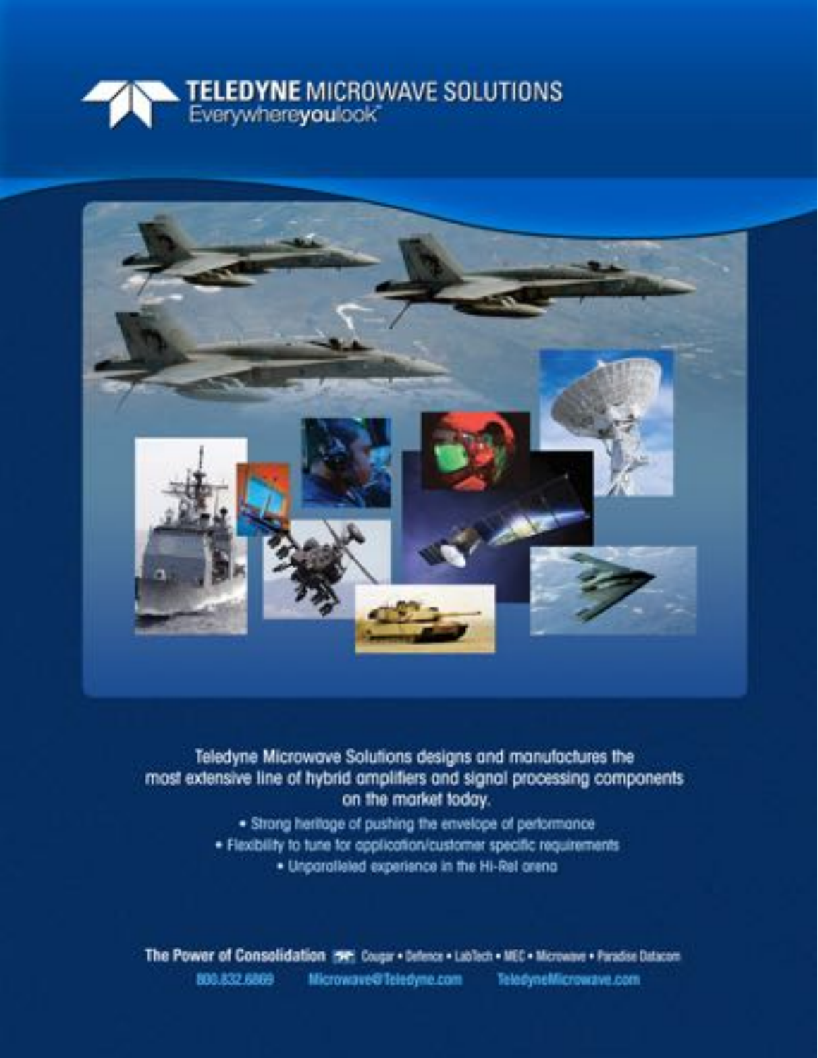# TELEDYNE MICROWAVE SOLUTIONS

Everywhereyoulook™

Teledyne Microwave Solutions designs and manufactures the most extensive line of hybrid amplifiers and signal processing components on the market today.

- Strong heritage of pushing the envelope of performance
- Flexibility to tune for application/customer specific requirements
- Unparalleled experience in the Hi-Rel arena

**The Power of Consolidation** Cougar • Defence • LabTech • MEC • Microwave • Paradise Datacom

800.832.6869 Microwave@Teledyne.com TeledyneMicrowave.com